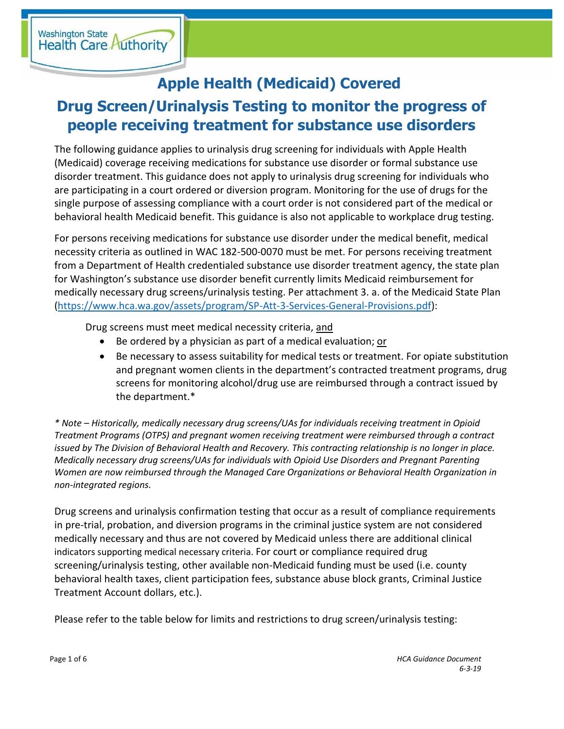# Apple Health (Medicaid) Covered

## Drug Screen/Urinalysis Testing to monitor the progress of people receiving treatment for substance use disorders

The following guidance applies to urinalysis drug screening for individuals with Apple Health (Medicaid) coverage receiving medications for substance use disorder or formal substance use disorder treatment. This guidance does not apply to urinalysis drug screening for individuals who are participating in a court ordered or diversion program. Monitoring for the use of drugs for the single purpose of assessing compliance with a court order is not considered part of the medical or behavioral health Medicaid benefit. This guidance is also not applicable to workplace drug testing.

For persons receiving medications for substance use disorder under the medical benefit, medical necessity criteria as outlined in WAC 182-500-0070 must be met. For persons receiving treatment from a Department of Health credentialed substance use disorder treatment agency, the state plan for Washington's substance use disorder benefit currently limits Medicaid reimbursement for medically necessary drug screens/urinalysis testing. Per attachment 3. a. of the Medicaid State Plan (https://www.hca.wa.gov/assets/program/SP-Att-3-Services-General-Provisions.pdf):

> Drug screens must meet medical necessity criteria, and
> - Be ordered by a physician as part of a medical evaluation; or
> - Be necessary to assess suitability for medical tests or treatment. For opiate substitution and pregnant women clients in the department's contracted treatment programs, drug screens for monitoring alcohol/drug use are reimbursed through a contract issued by the department.*

*\* Note – Historically, medically necessary drug screens/UAs for individuals receiving treatment in Opioid Treatment Programs (OTPS) and pregnant women receiving treatment were reimbursed through a contract issued by The Division of Behavioral Health and Recovery. This contracting relationship is no longer in place. Medically necessary drug screens/UAs for individuals with Opioid Use Disorders and Pregnant Parenting Women are now reimbursed through the Managed Care Organizations or Behavioral Health Organization in non-integrated regions.*

Drug screens and urinalysis confirmation testing that occur as a result of compliance requirements in pre-trial, probation, and diversion programs in the criminal justice system are not considered medically necessary and thus are not covered by Medicaid unless there are additional clinical indicators supporting medical necessary criteria. For court or compliance required drug screening/urinalysis testing, other available non-Medicaid funding must be used (i.e. county behavioral health taxes, client participation fees, substance abuse block grants, Criminal Justice Treatment Account dollars, etc.).

Please refer to the table below for limits and restrictions to drug screen/urinalysis testing: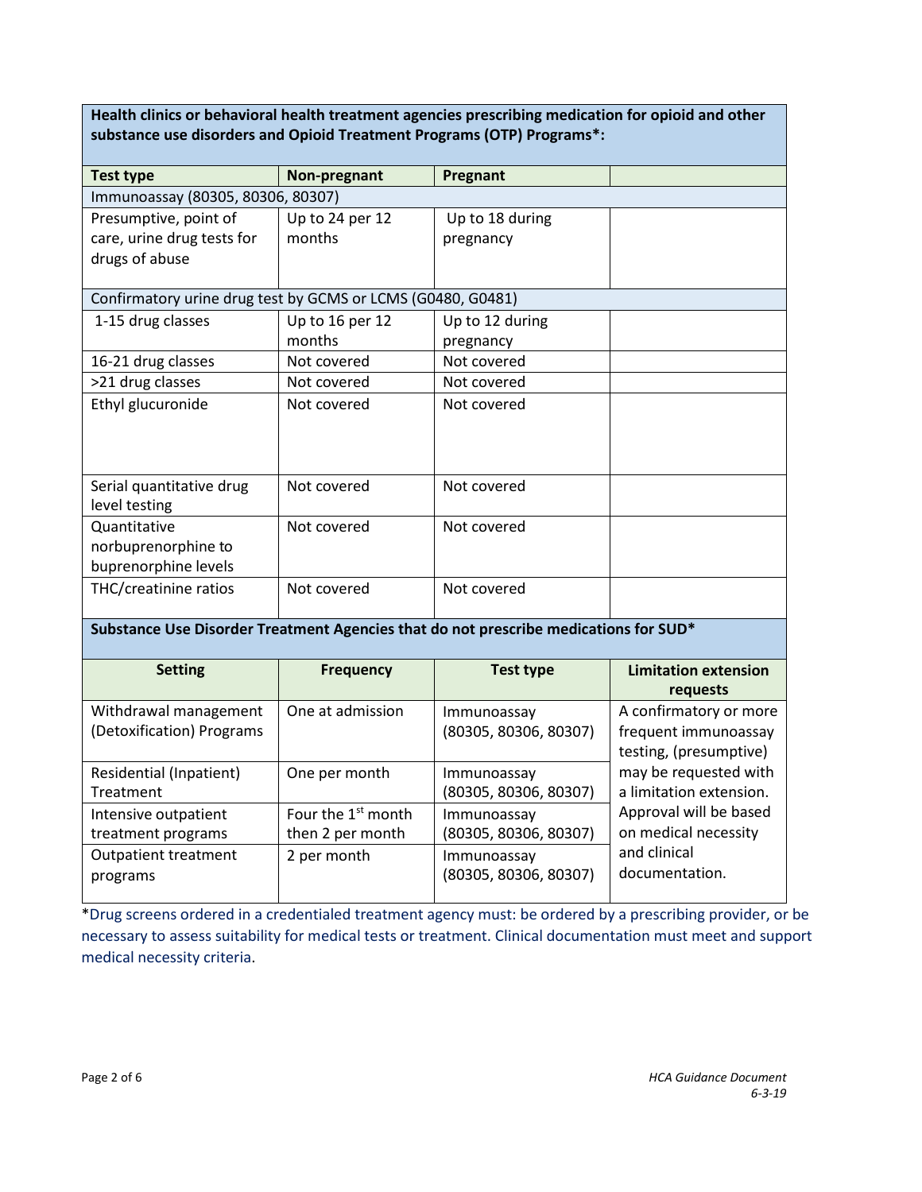| Health clinics or behavioral health treatment agencies prescribing medication for opioid and other substance use disorders and Opioid Treatment Programs (OTP) Programs*: | | | |
|---|---|---|---|
| **Test type** | **Non-pregnant** | **Pregnant** | |
| Immunoassay (80305, 80306, 80307) | | | |
| Presumptive, point of care, urine drug tests for drugs of abuse | Up to 24 per 12 months | Up to 18 during pregnancy | |
| Confirmatory urine drug test by GCMS or LCMS (G0480, G0481) | | | |
| 1-15 drug classes | Up to 16 per 12 months | Up to 12 during pregnancy | |
| 16-21 drug classes | Not covered | Not covered | |
| >21 drug classes | Not covered | Not covered | |
| Ethyl glucuronide | Not covered | Not covered | |
| Serial quantitative drug level testing | Not covered | Not covered | |
| Quantitative norbuprenorphine to buprenorphine levels | Not covered | Not covered | |
| THC/creatinine ratios | Not covered | Not covered | |

| Substance Use Disorder Treatment Agencies that do not prescribe medications for SUD* | | | |
|---|---|---|---|
| **Setting** | **Frequency** | **Test type** | **Limitation extension requests** |
| Withdrawal management (Detoxification) Programs | One at admission | Immunoassay (80305, 80306, 80307) | A confirmatory or more frequent immunoassay testing, (presumptive) may be requested with a limitation extension. Approval will be based on medical necessity and clinical documentation. |
| Residential (Inpatient) Treatment | One per month | Immunoassay (80305, 80306, 80307) | |
| Intensive outpatient treatment programs | Four the 1st month then 2 per month | Immunoassay (80305, 80306, 80307) | |
| Outpatient treatment programs | 2 per month | Immunoassay (80305, 80306, 80307) | |

*Drug screens ordered in a credentialed treatment agency must: be ordered by a prescribing provider, or be necessary to assess suitability for medical tests or treatment. Clinical documentation must meet and support medical necessity criteria.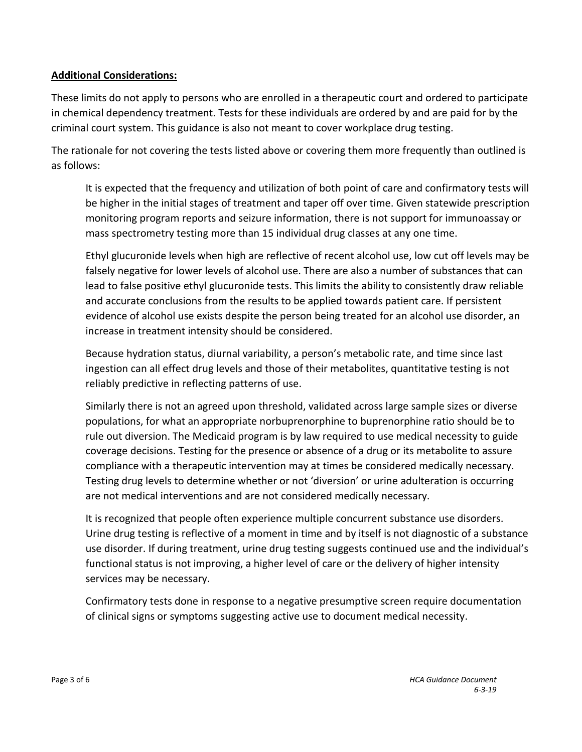**Additional Considerations:**

These limits do not apply to persons who are enrolled in a therapeutic court and ordered to participate in chemical dependency treatment. Tests for these individuals are ordered by and are paid for by the criminal court system. This guidance is also not meant to cover workplace drug testing.

The rationale for not covering the tests listed above or covering them more frequently than outlined is as follows:

> It is expected that the frequency and utilization of both point of care and confirmatory tests will be higher in the initial stages of treatment and taper off over time. Given statewide prescription monitoring program reports and seizure information, there is not support for immunoassay or mass spectrometry testing more than 15 individual drug classes at any one time.
>
> Ethyl glucuronide levels when high are reflective of recent alcohol use, low cut off levels may be falsely negative for lower levels of alcohol use. There are also a number of substances that can lead to false positive ethyl glucuronide tests. This limits the ability to consistently draw reliable and accurate conclusions from the results to be applied towards patient care. If persistent evidence of alcohol use exists despite the person being treated for an alcohol use disorder, an increase in treatment intensity should be considered.
>
> Because hydration status, diurnal variability, a person's metabolic rate, and time since last ingestion can all effect drug levels and those of their metabolites, quantitative testing is not reliably predictive in reflecting patterns of use.
>
> Similarly there is not an agreed upon threshold, validated across large sample sizes or diverse populations, for what an appropriate norbuprenorphine to buprenorphine ratio should be to rule out diversion. The Medicaid program is by law required to use medical necessity to guide coverage decisions. Testing for the presence or absence of a drug or its metabolite to assure compliance with a therapeutic intervention may at times be considered medically necessary. Testing drug levels to determine whether or not 'diversion' or urine adulteration is occurring are not medical interventions and are not considered medically necessary.
>
> It is recognized that people often experience multiple concurrent substance use disorders. Urine drug testing is reflective of a moment in time and by itself is not diagnostic of a substance use disorder. If during treatment, urine drug testing suggests continued use and the individual's functional status is not improving, a higher level of care or the delivery of higher intensity services may be necessary.
>
> Confirmatory tests done in response to a negative presumptive screen require documentation of clinical signs or symptoms suggesting active use to document medical necessity.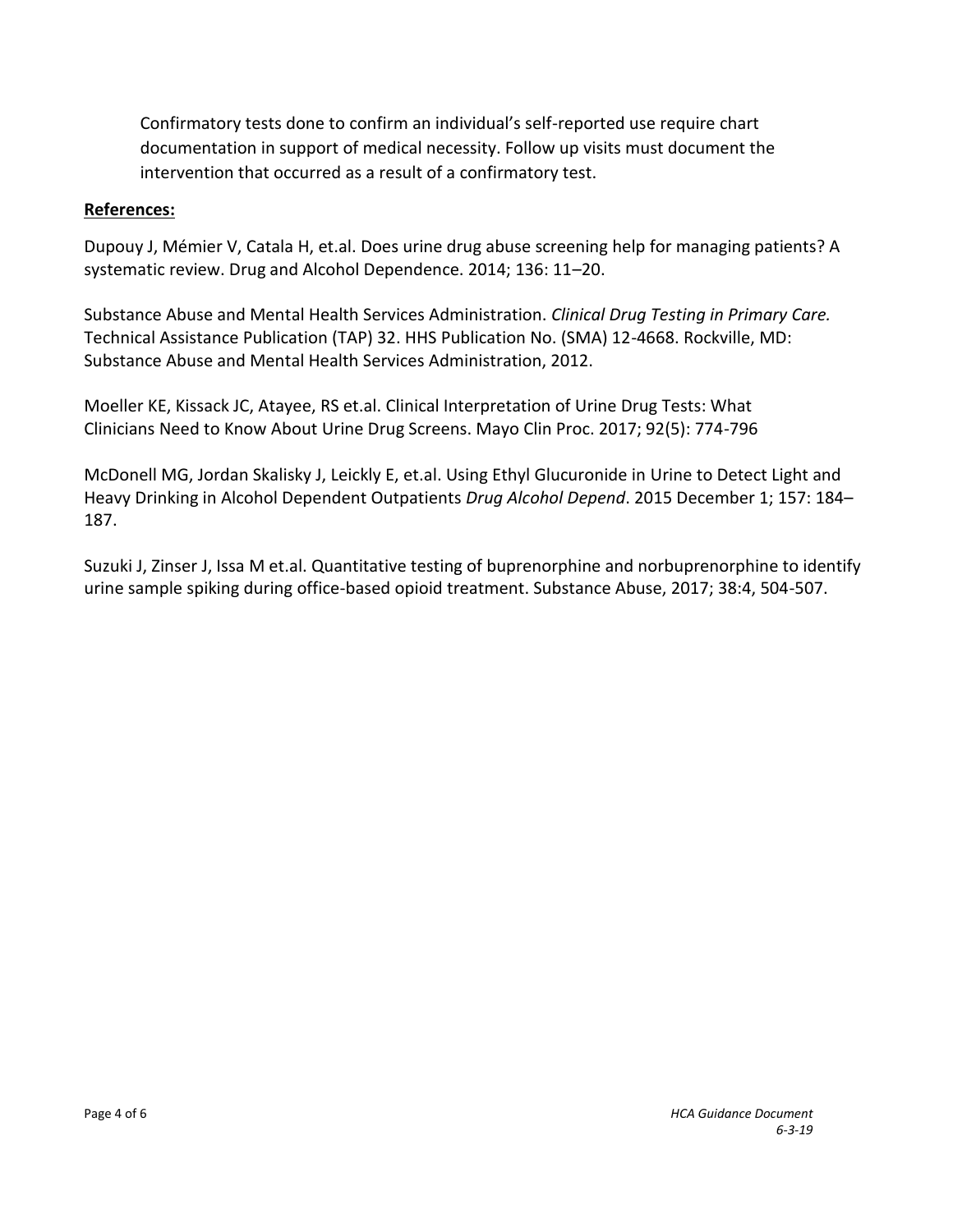Confirmatory tests done to confirm an individual's self-reported use require chart documentation in support of medical necessity. Follow up visits must document the intervention that occurred as a result of a confirmatory test.

**References:**

Dupouy J, Mémier V, Catala H, et.al. Does urine drug abuse screening help for managing patients? A systematic review. Drug and Alcohol Dependence. 2014; 136: 11–20.

Substance Abuse and Mental Health Services Administration. *Clinical Drug Testing in Primary Care.* Technical Assistance Publication (TAP) 32. HHS Publication No. (SMA) 12-4668. Rockville, MD: Substance Abuse and Mental Health Services Administration, 2012.

Moeller KE, Kissack JC, Atayee, RS et.al. Clinical Interpretation of Urine Drug Tests: What Clinicians Need to Know About Urine Drug Screens. Mayo Clin Proc. 2017; 92(5): 774-796

McDonell MG, Jordan Skalisky J, Leickly E, et.al. Using Ethyl Glucuronide in Urine to Detect Light and Heavy Drinking in Alcohol Dependent Outpatients *Drug Alcohol Depend*. 2015 December 1; 157: 184–187.

Suzuki J, Zinser J, Issa M et.al. Quantitative testing of buprenorphine and norbuprenorphine to identify urine sample spiking during office-based opioid treatment. Substance Abuse, 2017; 38:4, 504-507.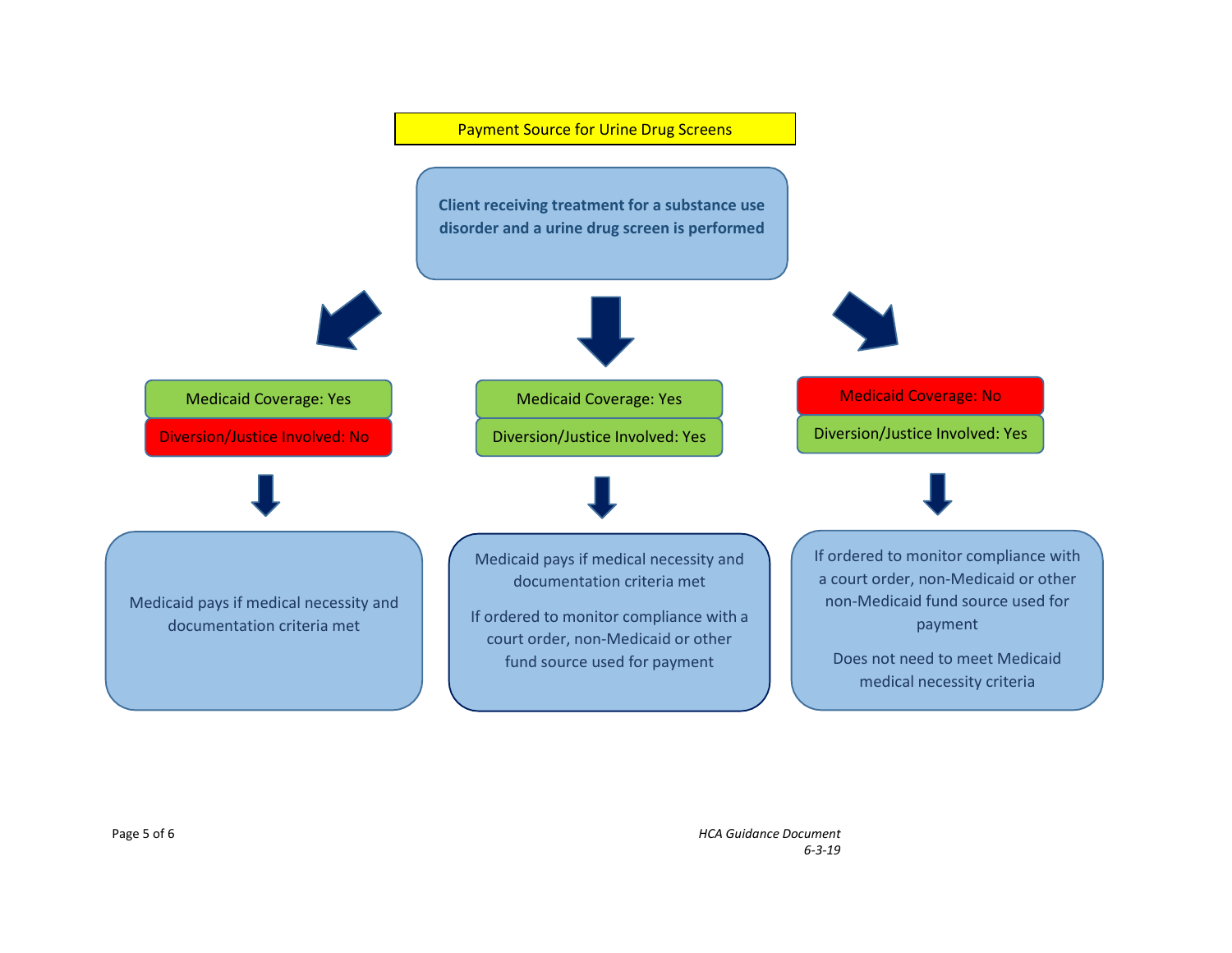# Payment Source for Urine Drug Screens

**Client receiving treatment for a substance use disorder and a urine drug screen is performed**

Medicaid Coverage: Yes

Diversion/Justice Involved: No

Medicaid pays if medical necessity and documentation criteria met

Medicaid Coverage: Yes

Diversion/Justice Involved: Yes

Medicaid pays if medical necessity and documentation criteria met

If ordered to monitor compliance with a court order, non-Medicaid or other fund source used for payment

Medicaid Coverage: No

Diversion/Justice Involved: Yes

If ordered to monitor compliance with a court order, non-Medicaid or other non-Medicaid fund source used for payment

Does not need to meet Medicaid medical necessity criteria